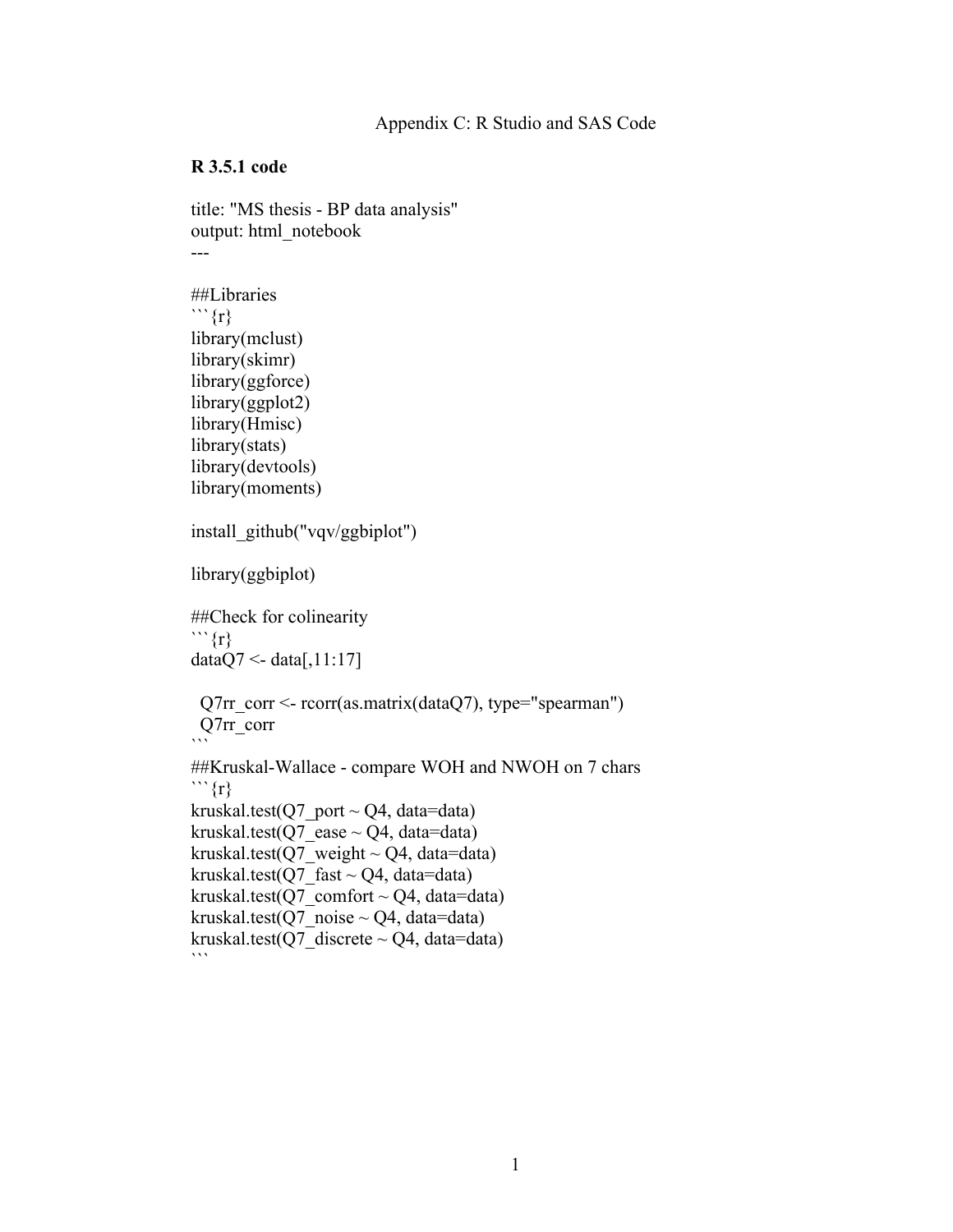Appendix C: R Studio and SAS Code

**R 3.5.1 code**

```
title: "MS thesis - BP data analysis"
output: html_notebook
---

##Libraries
```{r}
library(mclust)
library(skimr)
library(ggforce)
library(ggplot2)
library(Hmisc)
library(stats)
library(devtools)
library(moments)

install_github("vqv/ggbiplot")

library(ggbiplot)

##Check for colinearity
```{r}
dataQ7 <- data[,11:17]

  Q7rr_corr <- rcorr(as.matrix(dataQ7), type="spearman")
  Q7rr_corr
```
##Kruskal-Wallace - compare WOH and NWOH on 7 chars
```{r}
kruskal.test(Q7_port ~ Q4, data=data)
kruskal.test(Q7_ease ~ Q4, data=data)
kruskal.test(Q7_weight ~ Q4, data=data)
kruskal.test(Q7_fast ~ Q4, data=data)
kruskal.test(Q7_comfort ~ Q4, data=data)
kruskal.test(Q7_noise ~ Q4, data=data)
kruskal.test(Q7_discrete ~ Q4, data=data)
```
```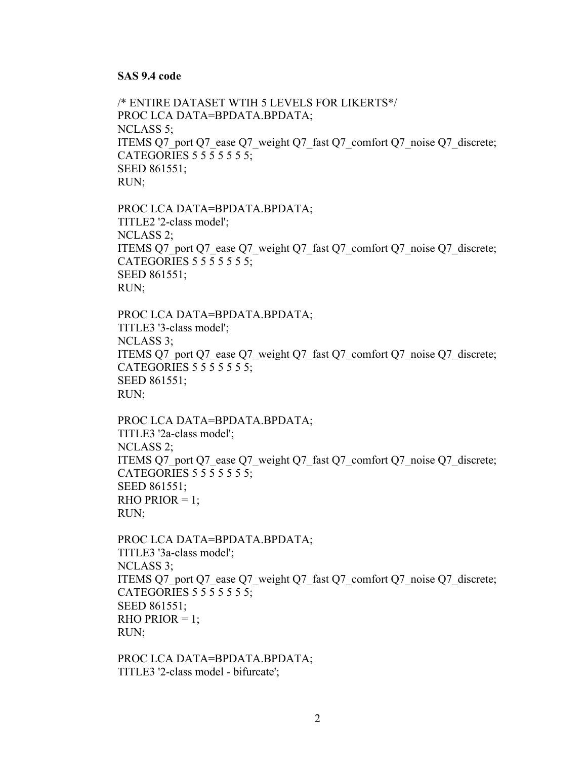**SAS 9.4 code**

```
/* ENTIRE DATASET WTIH 5 LEVELS FOR LIKERTS*/
PROC LCA DATA=BPDATA.BPDATA;
NCLASS 5;
ITEMS Q7_port Q7_ease Q7_weight Q7_fast Q7_comfort Q7_noise Q7_discrete;
CATEGORIES 5 5 5 5 5 5 5;
SEED 861551;
RUN;

PROC LCA DATA=BPDATA.BPDATA;
TITLE2 '2-class model';
NCLASS 2;
ITEMS Q7_port Q7_ease Q7_weight Q7_fast Q7_comfort Q7_noise Q7_discrete;
CATEGORIES 5 5 5 5 5 5 5;
SEED 861551;
RUN;

PROC LCA DATA=BPDATA.BPDATA;
TITLE3 '3-class model';
NCLASS 3;
ITEMS Q7_port Q7_ease Q7_weight Q7_fast Q7_comfort Q7_noise Q7_discrete;
CATEGORIES 5 5 5 5 5 5 5;
SEED 861551;
RUN;

PROC LCA DATA=BPDATA.BPDATA;
TITLE3 '2a-class model';
NCLASS 2;
ITEMS Q7_port Q7_ease Q7_weight Q7_fast Q7_comfort Q7_noise Q7_discrete;
CATEGORIES 5 5 5 5 5 5 5;
SEED 861551;
RHO PRIOR = 1;
RUN;

PROC LCA DATA=BPDATA.BPDATA;
TITLE3 '3a-class model';
NCLASS 3;
ITEMS Q7_port Q7_ease Q7_weight Q7_fast Q7_comfort Q7_noise Q7_discrete;
CATEGORIES 5 5 5 5 5 5 5;
SEED 861551;
RHO PRIOR = 1;
RUN;

PROC LCA DATA=BPDATA.BPDATA;
TITLE3 '2-class model - bifurcate';
```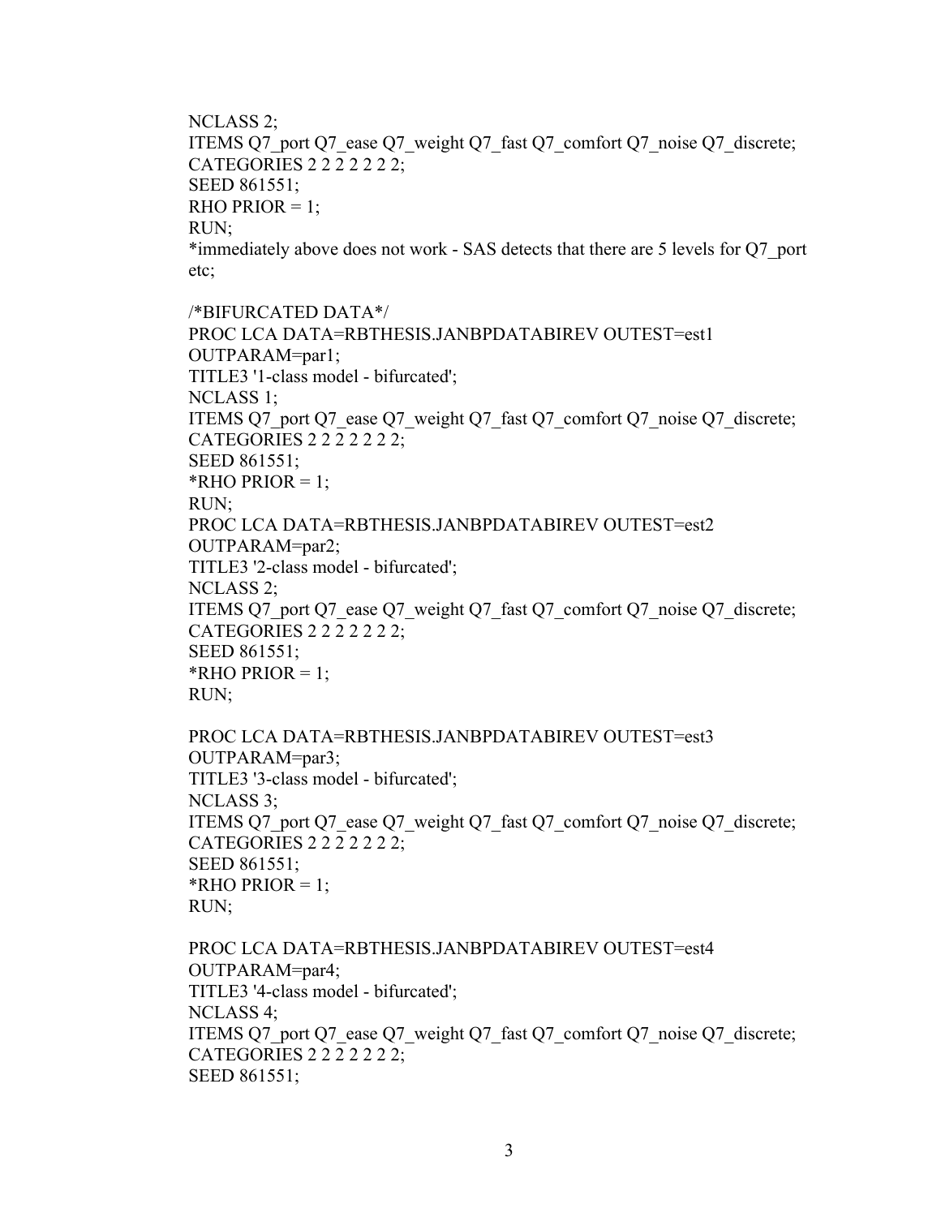```
NCLASS 2;
ITEMS Q7_port Q7_ease Q7_weight Q7_fast Q7_comfort Q7_noise Q7_discrete;
CATEGORIES 2 2 2 2 2 2 2;
SEED 861551;
RHO PRIOR = 1;
RUN;
*immediately above does not work - SAS detects that there are 5 levels for Q7_port
etc;

/*BIFURCATED DATA*/
PROC LCA DATA=RBTHESIS.JANBPDATABIREV OUTEST=est1
OUTPARAM=par1;
TITLE3 '1-class model - bifurcated';
NCLASS 1;
ITEMS Q7_port Q7_ease Q7_weight Q7_fast Q7_comfort Q7_noise Q7_discrete;
CATEGORIES 2 2 2 2 2 2 2;
SEED 861551;
*RHO PRIOR = 1;
RUN;
PROC LCA DATA=RBTHESIS.JANBPDATABIREV OUTEST=est2
OUTPARAM=par2;
TITLE3 '2-class model - bifurcated';
NCLASS 2;
ITEMS Q7_port Q7_ease Q7_weight Q7_fast Q7_comfort Q7_noise Q7_discrete;
CATEGORIES 2 2 2 2 2 2 2;
SEED 861551;
*RHO PRIOR = 1;
RUN;

PROC LCA DATA=RBTHESIS.JANBPDATABIREV OUTEST=est3
OUTPARAM=par3;
TITLE3 '3-class model - bifurcated';
NCLASS 3;
ITEMS Q7_port Q7_ease Q7_weight Q7_fast Q7_comfort Q7_noise Q7_discrete;
CATEGORIES 2 2 2 2 2 2 2;
SEED 861551;
*RHO PRIOR = 1;
RUN;

PROC LCA DATA=RBTHESIS.JANBPDATABIREV OUTEST=est4
OUTPARAM=par4;
TITLE3 '4-class model - bifurcated';
NCLASS 4;
ITEMS Q7_port Q7_ease Q7_weight Q7_fast Q7_comfort Q7_noise Q7_discrete;
CATEGORIES 2 2 2 2 2 2 2;
SEED 861551;
```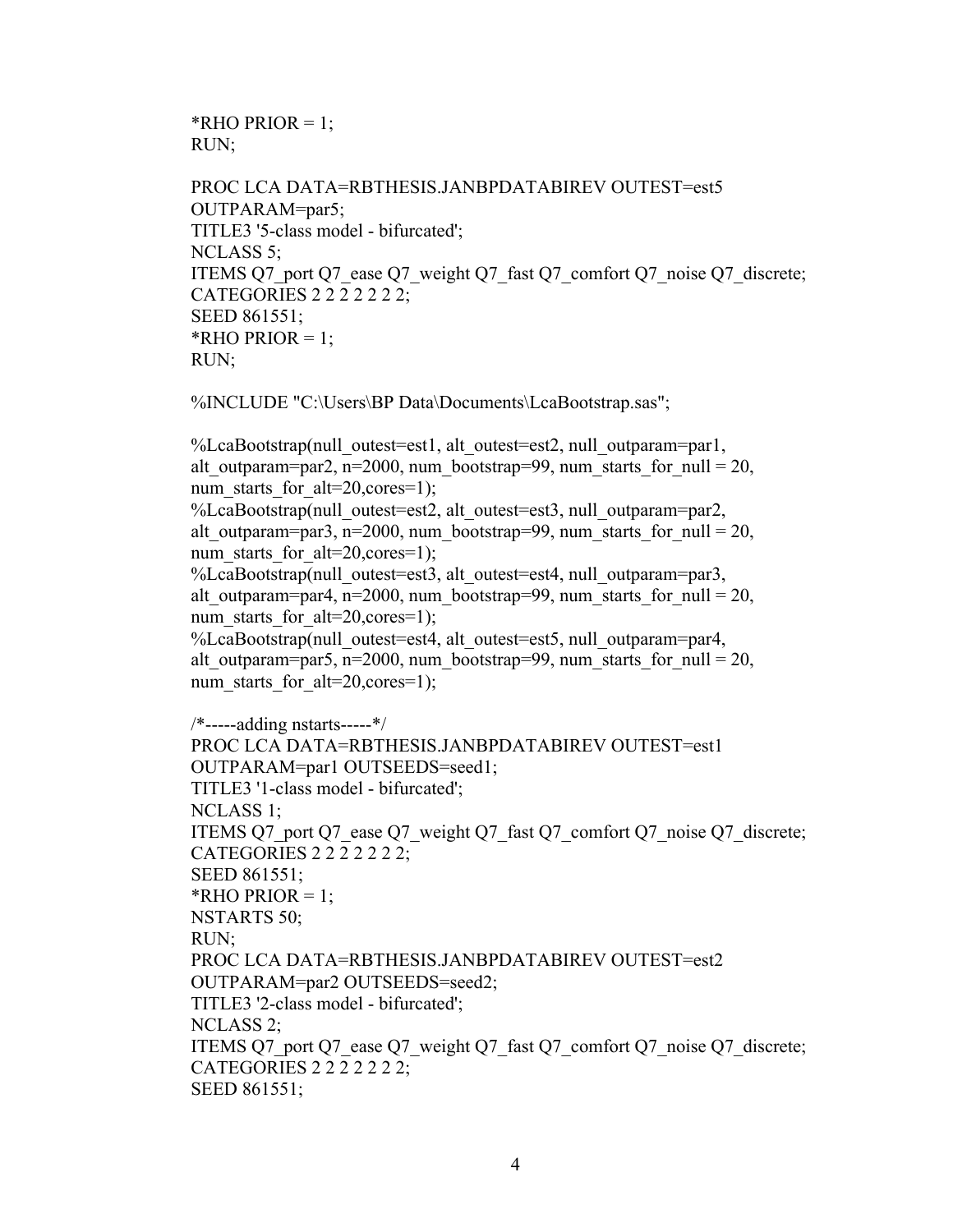```
*RHO PRIOR = 1;
RUN;

PROC LCA DATA=RBTHESIS.JANBPDATABIREV OUTEST=est5
OUTPARAM=par5;
TITLE3 '5-class model - bifurcated';
NCLASS 5;
ITEMS Q7_port Q7_ease Q7_weight Q7_fast Q7_comfort Q7_noise Q7_discrete;
CATEGORIES 2 2 2 2 2 2 2;
SEED 861551;
*RHO PRIOR = 1;
RUN;

%INCLUDE "C:\Users\BP Data\Documents\LcaBootstrap.sas";

%LcaBootstrap(null_outest=est1, alt_outest=est2, null_outparam=par1,
alt_outparam=par2, n=2000, num_bootstrap=99, num_starts_for_null = 20,
num_starts_for_alt=20,cores=1);
%LcaBootstrap(null_outest=est2, alt_outest=est3, null_outparam=par2,
alt_outparam=par3, n=2000, num_bootstrap=99, num_starts_for_null = 20,
num_starts_for_alt=20,cores=1);
%LcaBootstrap(null_outest=est3, alt_outest=est4, null_outparam=par3,
alt_outparam=par4, n=2000, num_bootstrap=99, num_starts_for_null = 20,
num_starts_for_alt=20,cores=1);
%LcaBootstrap(null_outest=est4, alt_outest=est5, null_outparam=par4,
alt_outparam=par5, n=2000, num_bootstrap=99, num_starts_for_null = 20,
num_starts_for_alt=20,cores=1);

/*-----adding nstarts-----*/
PROC LCA DATA=RBTHESIS.JANBPDATABIREV OUTEST=est1
OUTPARAM=par1 OUTSEEDS=seed1;
TITLE3 '1-class model - bifurcated';
NCLASS 1;
ITEMS Q7_port Q7_ease Q7_weight Q7_fast Q7_comfort Q7_noise Q7_discrete;
CATEGORIES 2 2 2 2 2 2 2;
SEED 861551;
*RHO PRIOR = 1;
NSTARTS 50;
RUN;
PROC LCA DATA=RBTHESIS.JANBPDATABIREV OUTEST=est2
OUTPARAM=par2 OUTSEEDS=seed2;
TITLE3 '2-class model - bifurcated';
NCLASS 2;
ITEMS Q7_port Q7_ease Q7_weight Q7_fast Q7_comfort Q7_noise Q7_discrete;
CATEGORIES 2 2 2 2 2 2 2;
SEED 861551;
```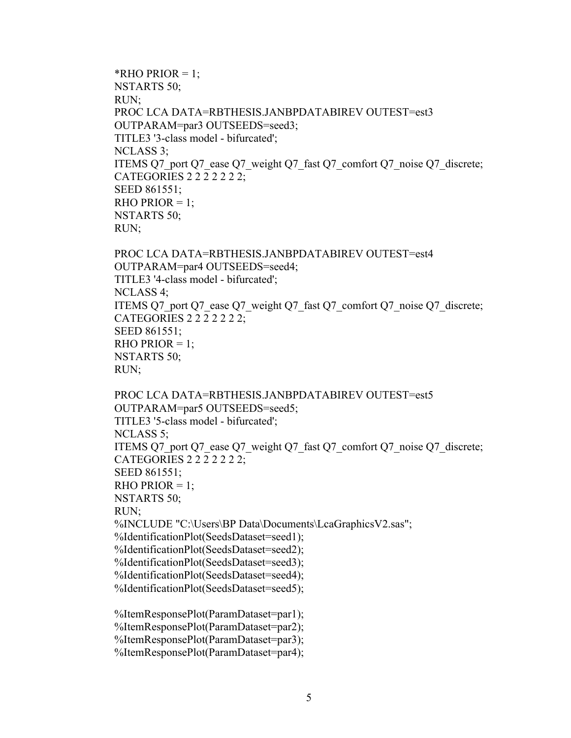```
*RHO PRIOR = 1;
NSTARTS 50;
RUN;
PROC LCA DATA=RBTHESIS.JANBPDATABIREV OUTEST=est3
OUTPARAM=par3 OUTSEEDS=seed3;
TITLE3 '3-class model - bifurcated';
NCLASS 3;
ITEMS Q7_port Q7_ease Q7_weight Q7_fast Q7_comfort Q7_noise Q7_discrete;
CATEGORIES 2 2 2 2 2 2 2;
SEED 861551;
RHO PRIOR = 1;
NSTARTS 50;
RUN;

PROC LCA DATA=RBTHESIS.JANBPDATABIREV OUTEST=est4
OUTPARAM=par4 OUTSEEDS=seed4;
TITLE3 '4-class model - bifurcated';
NCLASS 4;
ITEMS Q7_port Q7_ease Q7_weight Q7_fast Q7_comfort Q7_noise Q7_discrete;
CATEGORIES 2 2 2 2 2 2 2;
SEED 861551;
RHO PRIOR = 1;
NSTARTS 50;
RUN;

PROC LCA DATA=RBTHESIS.JANBPDATABIREV OUTEST=est5
OUTPARAM=par5 OUTSEEDS=seed5;
TITLE3 '5-class model - bifurcated';
NCLASS 5;
ITEMS Q7_port Q7_ease Q7_weight Q7_fast Q7_comfort Q7_noise Q7_discrete;
CATEGORIES 2 2 2 2 2 2 2;
SEED 861551;
RHO PRIOR = 1;
NSTARTS 50;
RUN;
%INCLUDE "C:\Users\BP Data\Documents\LcaGraphicsV2.sas";
%IdentificationPlot(SeedsDataset=seed1);
%IdentificationPlot(SeedsDataset=seed2);
%IdentificationPlot(SeedsDataset=seed3);
%IdentificationPlot(SeedsDataset=seed4);
%IdentificationPlot(SeedsDataset=seed5);

%ItemResponsePlot(ParamDataset=par1);
%ItemResponsePlot(ParamDataset=par2);
%ItemResponsePlot(ParamDataset=par3);
%ItemResponsePlot(ParamDataset=par4);
```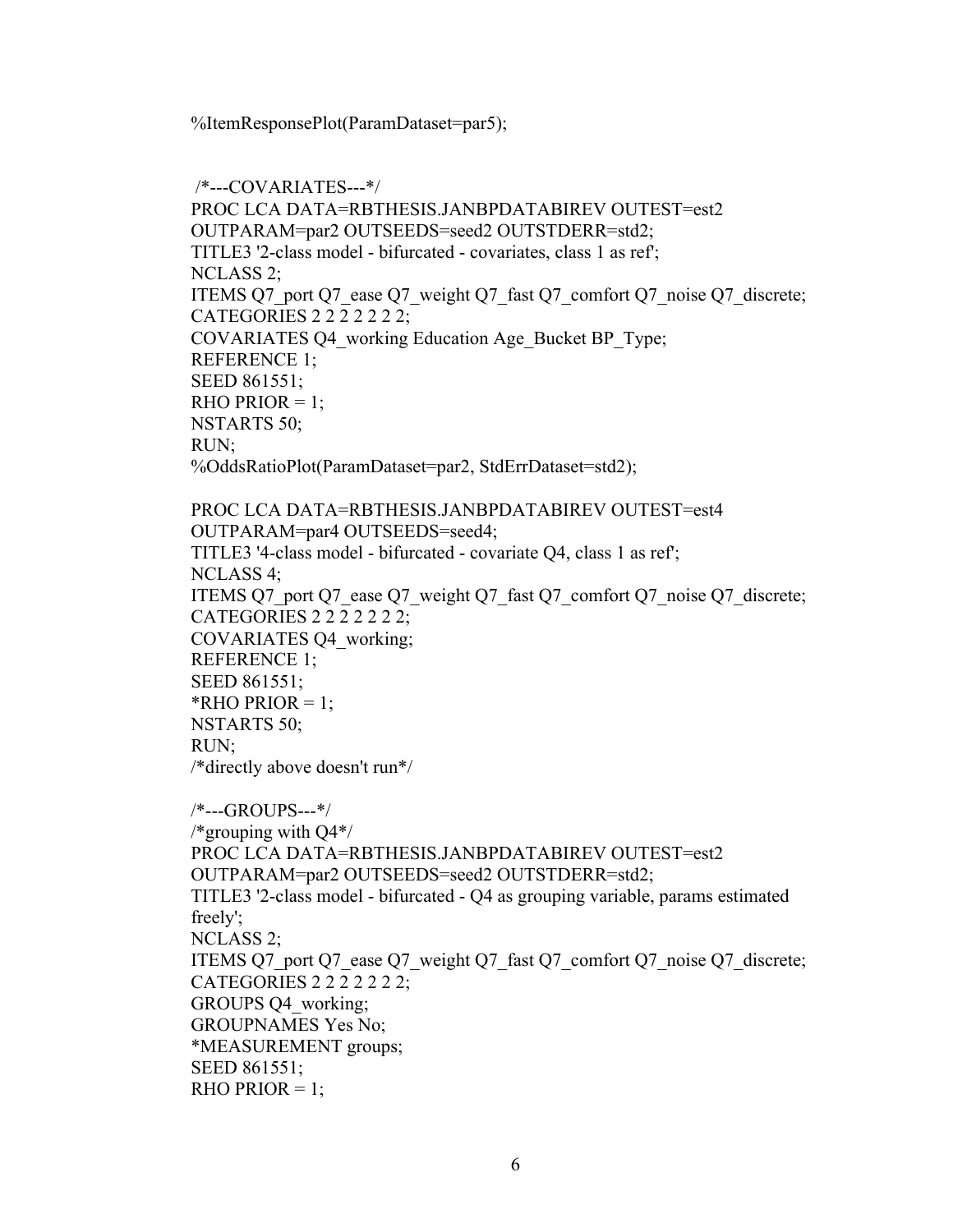```
%ItemResponsePlot(ParamDataset=par5);

/*---COVARIATES---*/
PROC LCA DATA=RBTHESIS.JANBPDATABIREV OUTEST=est2
OUTPARAM=par2 OUTSEEDS=seed2 OUTSTDERR=std2;
TITLE3 '2-class model - bifurcated - covariates, class 1 as ref';
NCLASS 2;
ITEMS Q7_port Q7_ease Q7_weight Q7_fast Q7_comfort Q7_noise Q7_discrete;
CATEGORIES 2 2 2 2 2 2 2;
COVARIATES Q4_working Education Age_Bucket BP_Type;
REFERENCE 1;
SEED 861551;
RHO PRIOR = 1;
NSTARTS 50;
RUN;
%OddsRatioPlot(ParamDataset=par2, StdErrDataset=std2);

PROC LCA DATA=RBTHESIS.JANBPDATABIREV OUTEST=est4
OUTPARAM=par4 OUTSEEDS=seed4;
TITLE3 '4-class model - bifurcated - covariate Q4, class 1 as ref';
NCLASS 4;
ITEMS Q7_port Q7_ease Q7_weight Q7_fast Q7_comfort Q7_noise Q7_discrete;
CATEGORIES 2 2 2 2 2 2 2;
COVARIATES Q4_working;
REFERENCE 1;
SEED 861551;
*RHO PRIOR = 1;
NSTARTS 50;
RUN;
/*directly above doesn't run*/

/*---GROUPS---*/
/*grouping with Q4*/
PROC LCA DATA=RBTHESIS.JANBPDATABIREV OUTEST=est2
OUTPARAM=par2 OUTSEEDS=seed2 OUTSTDERR=std2;
TITLE3 '2-class model - bifurcated - Q4 as grouping variable, params estimated
freely';
NCLASS 2;
ITEMS Q7_port Q7_ease Q7_weight Q7_fast Q7_comfort Q7_noise Q7_discrete;
CATEGORIES 2 2 2 2 2 2 2;
GROUPS Q4_working;
GROUPNAMES Yes No;
*MEASUREMENT groups;
SEED 861551;
RHO PRIOR = 1;
```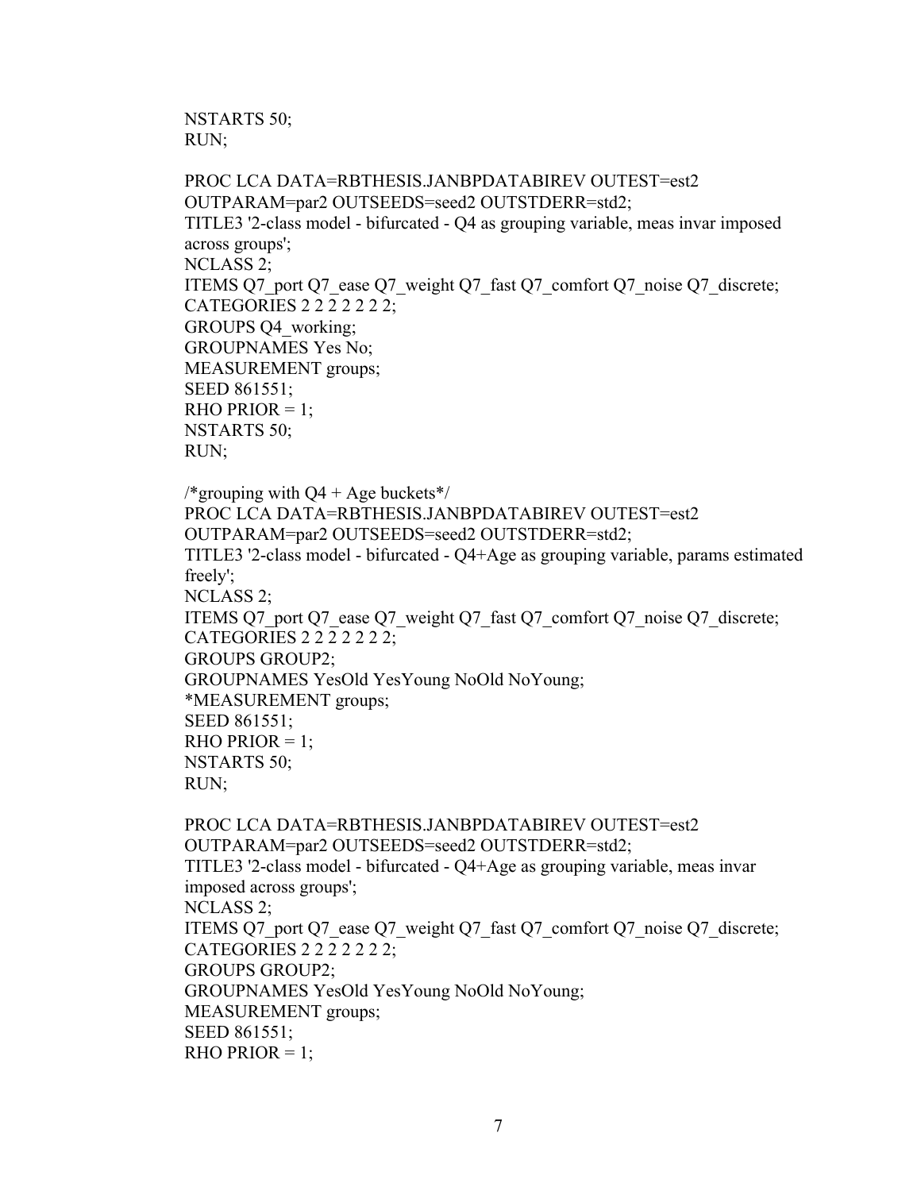```
NSTARTS 50;
RUN;

PROC LCA DATA=RBTHESIS.JANBPDATABIREV OUTEST=est2
OUTPARAM=par2 OUTSEEDS=seed2 OUTSTDERR=std2;
TITLE3 '2-class model - bifurcated - Q4 as grouping variable, meas invar imposed
across groups';
NCLASS 2;
ITEMS Q7_port Q7_ease Q7_weight Q7_fast Q7_comfort Q7_noise Q7_discrete;
CATEGORIES 2 2 2 2 2 2 2;
GROUPS Q4_working;
GROUPNAMES Yes No;
MEASUREMENT groups;
SEED 861551;
RHO PRIOR = 1;
NSTARTS 50;
RUN;

/*grouping with Q4 + Age buckets*/
PROC LCA DATA=RBTHESIS.JANBPDATABIREV OUTEST=est2
OUTPARAM=par2 OUTSEEDS=seed2 OUTSTDERR=std2;
TITLE3 '2-class model - bifurcated - Q4+Age as grouping variable, params estimated
freely';
NCLASS 2;
ITEMS Q7_port Q7_ease Q7_weight Q7_fast Q7_comfort Q7_noise Q7_discrete;
CATEGORIES 2 2 2 2 2 2 2;
GROUPS GROUP2;
GROUPNAMES YesOld YesYoung NoOld NoYoung;
*MEASUREMENT groups;
SEED 861551;
RHO PRIOR = 1;
NSTARTS 50;
RUN;

PROC LCA DATA=RBTHESIS.JANBPDATABIREV OUTEST=est2
OUTPARAM=par2 OUTSEEDS=seed2 OUTSTDERR=std2;
TITLE3 '2-class model - bifurcated - Q4+Age as grouping variable, meas invar
imposed across groups';
NCLASS 2;
ITEMS Q7_port Q7_ease Q7_weight Q7_fast Q7_comfort Q7_noise Q7_discrete;
CATEGORIES 2 2 2 2 2 2 2;
GROUPS GROUP2;
GROUPNAMES YesOld YesYoung NoOld NoYoung;
MEASUREMENT groups;
SEED 861551;
RHO PRIOR = 1;
```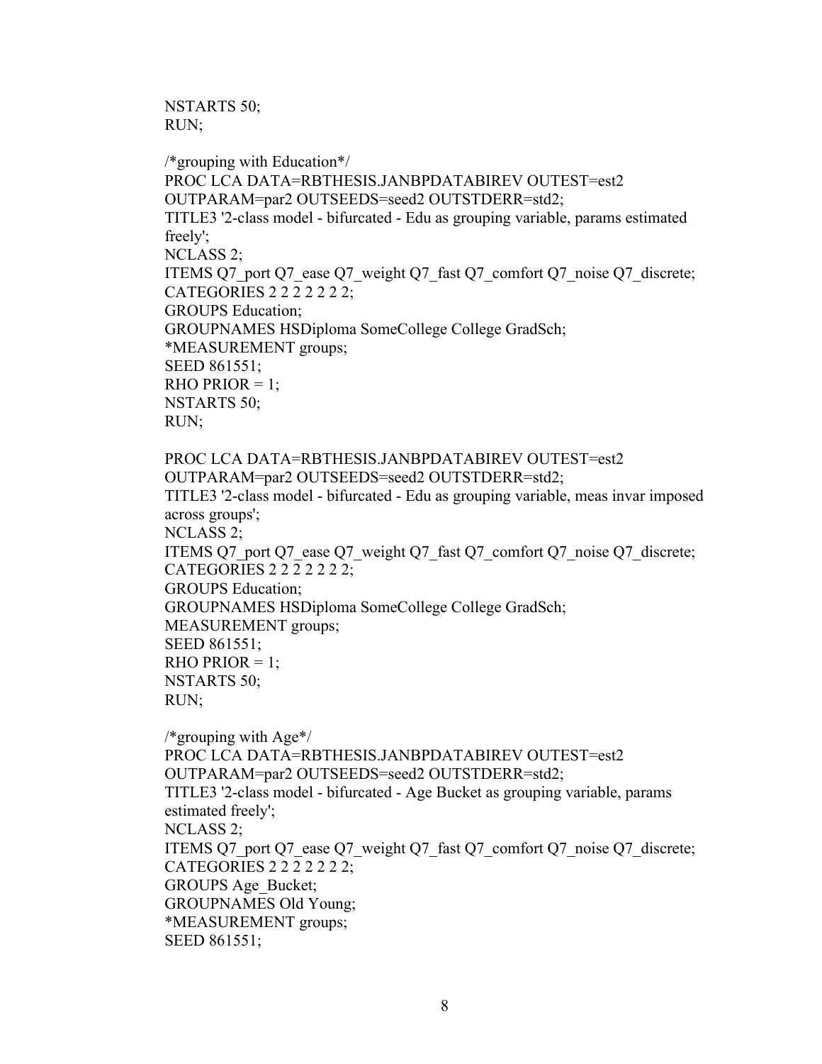```
NSTARTS 50;
RUN;

/*grouping with Education*/
PROC LCA DATA=RBTHESIS.JANBPDATABIREV OUTEST=est2
OUTPARAM=par2 OUTSEEDS=seed2 OUTSTDERR=std2;
TITLE3 '2-class model - bifurcated - Edu as grouping variable, params estimated
freely';
NCLASS 2;
ITEMS Q7_port Q7_ease Q7_weight Q7_fast Q7_comfort Q7_noise Q7_discrete;
CATEGORIES 2 2 2 2 2 2 2;
GROUPS Education;
GROUPNAMES HSDiploma SomeCollege College GradSch;
*MEASUREMENT groups;
SEED 861551;
RHO PRIOR = 1;
NSTARTS 50;
RUN;

PROC LCA DATA=RBTHESIS.JANBPDATABIREV OUTEST=est2
OUTPARAM=par2 OUTSEEDS=seed2 OUTSTDERR=std2;
TITLE3 '2-class model - bifurcated - Edu as grouping variable, meas invar imposed
across groups';
NCLASS 2;
ITEMS Q7_port Q7_ease Q7_weight Q7_fast Q7_comfort Q7_noise Q7_discrete;
CATEGORIES 2 2 2 2 2 2 2;
GROUPS Education;
GROUPNAMES HSDiploma SomeCollege College GradSch;
MEASUREMENT groups;
SEED 861551;
RHO PRIOR = 1;
NSTARTS 50;
RUN;

/*grouping with Age*/
PROC LCA DATA=RBTHESIS.JANBPDATABIREV OUTEST=est2
OUTPARAM=par2 OUTSEEDS=seed2 OUTSTDERR=std2;
TITLE3 '2-class model - bifurcated - Age Bucket as grouping variable, params
estimated freely';
NCLASS 2;
ITEMS Q7_port Q7_ease Q7_weight Q7_fast Q7_comfort Q7_noise Q7_discrete;
CATEGORIES 2 2 2 2 2 2 2;
GROUPS Age_Bucket;
GROUPNAMES Old Young;
*MEASUREMENT groups;
SEED 861551;
```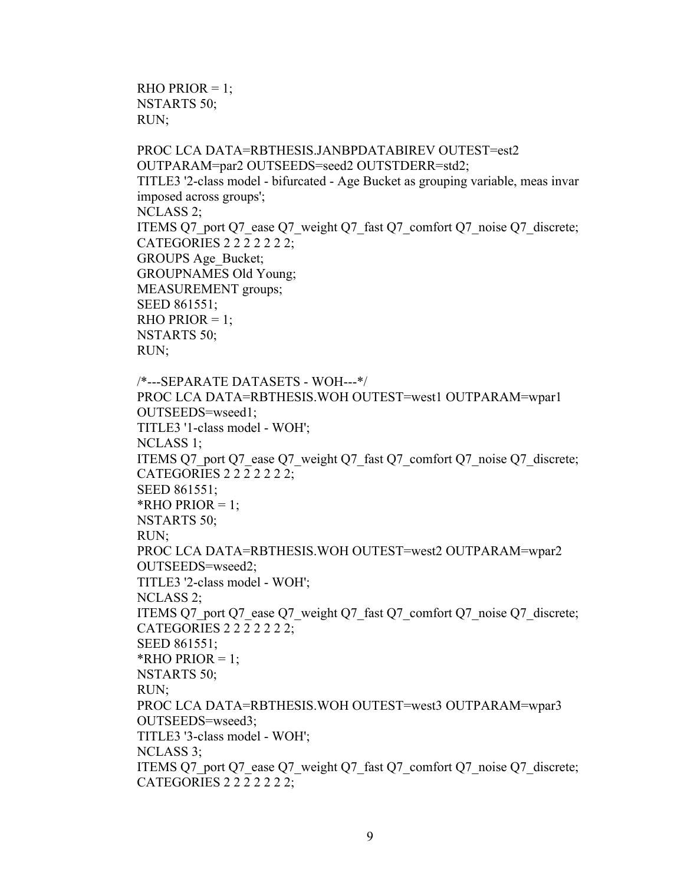```
RHO PRIOR = 1;
NSTARTS 50;
RUN;

PROC LCA DATA=RBTHESIS.JANBPDATABIREV OUTEST=est2
OUTPARAM=par2 OUTSEEDS=seed2 OUTSTDERR=std2;
TITLE3 '2-class model - bifurcated - Age Bucket as grouping variable, meas invar
imposed across groups';
NCLASS 2;
ITEMS Q7_port Q7_ease Q7_weight Q7_fast Q7_comfort Q7_noise Q7_discrete;
CATEGORIES 2 2 2 2 2 2 2;
GROUPS Age_Bucket;
GROUPNAMES Old Young;
MEASUREMENT groups;
SEED 861551;
RHO PRIOR = 1;
NSTARTS 50;
RUN;

/*---SEPARATE DATASETS - WOH---*/
PROC LCA DATA=RBTHESIS.WOH OUTEST=west1 OUTPARAM=wpar1
OUTSEEDS=wseed1;
TITLE3 '1-class model - WOH';
NCLASS 1;
ITEMS Q7_port Q7_ease Q7_weight Q7_fast Q7_comfort Q7_noise Q7_discrete;
CATEGORIES 2 2 2 2 2 2 2;
SEED 861551;
*RHO PRIOR = 1;
NSTARTS 50;
RUN;
PROC LCA DATA=RBTHESIS.WOH OUTEST=west2 OUTPARAM=wpar2
OUTSEEDS=wseed2;
TITLE3 '2-class model - WOH';
NCLASS 2;
ITEMS Q7_port Q7_ease Q7_weight Q7_fast Q7_comfort Q7_noise Q7_discrete;
CATEGORIES 2 2 2 2 2 2 2;
SEED 861551;
*RHO PRIOR = 1;
NSTARTS 50;
RUN;
PROC LCA DATA=RBTHESIS.WOH OUTEST=west3 OUTPARAM=wpar3
OUTSEEDS=wseed3;
TITLE3 '3-class model - WOH';
NCLASS 3;
ITEMS Q7_port Q7_ease Q7_weight Q7_fast Q7_comfort Q7_noise Q7_discrete;
CATEGORIES 2 2 2 2 2 2 2;
```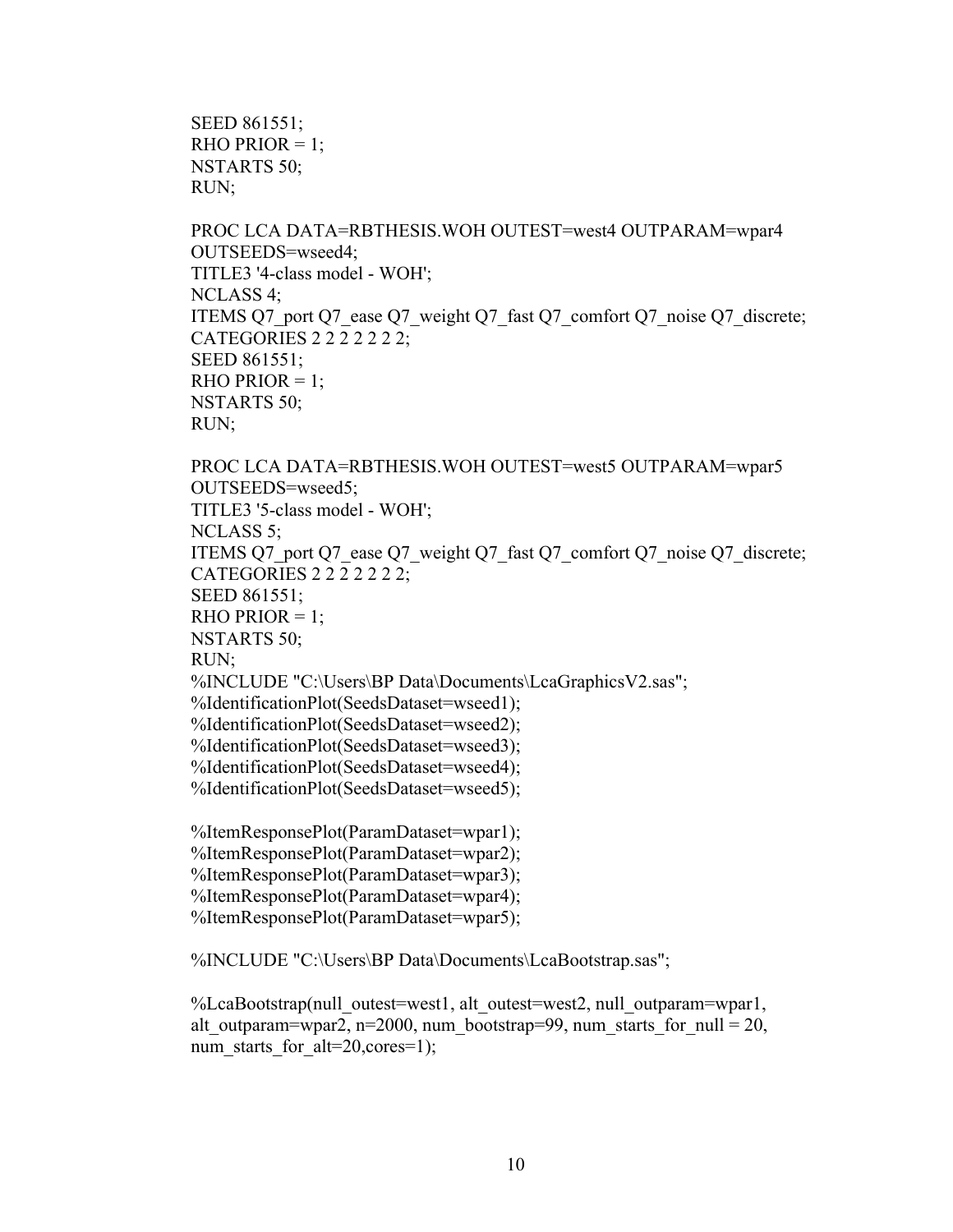```
SEED 861551;
RHO PRIOR = 1;
NSTARTS 50;
RUN;

PROC LCA DATA=RBTHESIS.WOH OUTEST=west4 OUTPARAM=wpar4
OUTSEEDS=wseed4;
TITLE3 '4-class model - WOH';
NCLASS 4;
ITEMS Q7_port Q7_ease Q7_weight Q7_fast Q7_comfort Q7_noise Q7_discrete;
CATEGORIES 2 2 2 2 2 2 2;
SEED 861551;
RHO PRIOR = 1;
NSTARTS 50;
RUN;

PROC LCA DATA=RBTHESIS.WOH OUTEST=west5 OUTPARAM=wpar5
OUTSEEDS=wseed5;
TITLE3 '5-class model - WOH';
NCLASS 5;
ITEMS Q7_port Q7_ease Q7_weight Q7_fast Q7_comfort Q7_noise Q7_discrete;
CATEGORIES 2 2 2 2 2 2 2;
SEED 861551;
RHO PRIOR = 1;
NSTARTS 50;
RUN;
%INCLUDE "C:\Users\BP Data\Documents\LcaGraphicsV2.sas";
%IdentificationPlot(SeedsDataset=wseed1);
%IdentificationPlot(SeedsDataset=wseed2);
%IdentificationPlot(SeedsDataset=wseed3);
%IdentificationPlot(SeedsDataset=wseed4);
%IdentificationPlot(SeedsDataset=wseed5);

%ItemResponsePlot(ParamDataset=wpar1);
%ItemResponsePlot(ParamDataset=wpar2);
%ItemResponsePlot(ParamDataset=wpar3);
%ItemResponsePlot(ParamDataset=wpar4);
%ItemResponsePlot(ParamDataset=wpar5);

%INCLUDE "C:\Users\BP Data\Documents\LcaBootstrap.sas";

%LcaBootstrap(null_outest=west1, alt_outest=west2, null_outparam=wpar1,
alt_outparam=wpar2, n=2000, num_bootstrap=99, num_starts_for_null = 20,
num_starts_for_alt=20,cores=1);
```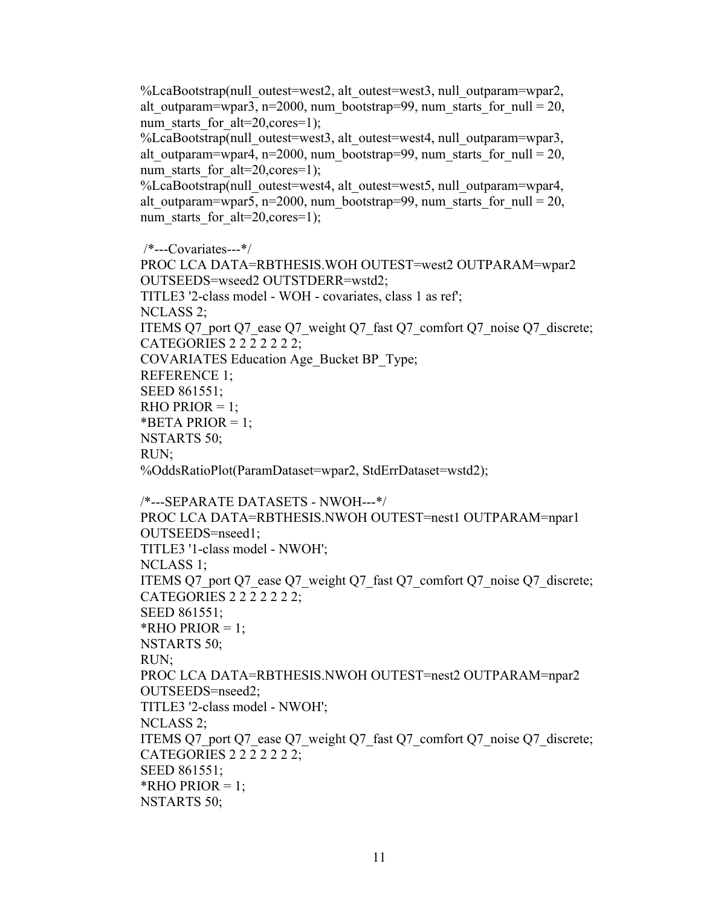```
%LcaBootstrap(null_outest=west2, alt_outest=west3, null_outparam=wpar2,
alt_outparam=wpar3, n=2000, num_bootstrap=99, num_starts_for_null = 20,
num_starts_for_alt=20,cores=1);
%LcaBootstrap(null_outest=west3, alt_outest=west4, null_outparam=wpar3,
alt_outparam=wpar4, n=2000, num_bootstrap=99, num_starts_for_null = 20,
num_starts_for_alt=20,cores=1);
%LcaBootstrap(null_outest=west4, alt_outest=west5, null_outparam=wpar4,
alt_outparam=wpar5, n=2000, num_bootstrap=99, num_starts_for_null = 20,
num_starts_for_alt=20,cores=1);

 /*---Covariates---*/
PROC LCA DATA=RBTHESIS.WOH OUTEST=west2 OUTPARAM=wpar2
OUTSEEDS=wseed2 OUTSTDERR=wstd2;
TITLE3 '2-class model - WOH - covariates, class 1 as ref';
NCLASS 2;
ITEMS Q7_port Q7_ease Q7_weight Q7_fast Q7_comfort Q7_noise Q7_discrete;
CATEGORIES 2 2 2 2 2 2 2;
COVARIATES Education Age_Bucket BP_Type;
REFERENCE 1;
SEED 861551;
RHO PRIOR = 1;
*BETA PRIOR = 1;
NSTARTS 50;
RUN;
%OddsRatioPlot(ParamDataset=wpar2, StdErrDataset=wstd2);

/*---SEPARATE DATASETS - NWOH---*/
PROC LCA DATA=RBTHESIS.NWOH OUTEST=nest1 OUTPARAM=npar1
OUTSEEDS=nseed1;
TITLE3 '1-class model - NWOH';
NCLASS 1;
ITEMS Q7_port Q7_ease Q7_weight Q7_fast Q7_comfort Q7_noise Q7_discrete;
CATEGORIES 2 2 2 2 2 2 2;
SEED 861551;
*RHO PRIOR = 1;
NSTARTS 50;
RUN;
PROC LCA DATA=RBTHESIS.NWOH OUTEST=nest2 OUTPARAM=npar2
OUTSEEDS=nseed2;
TITLE3 '2-class model - NWOH';
NCLASS 2;
ITEMS Q7_port Q7_ease Q7_weight Q7_fast Q7_comfort Q7_noise Q7_discrete;
CATEGORIES 2 2 2 2 2 2 2;
SEED 861551;
*RHO PRIOR = 1;
NSTARTS 50;
```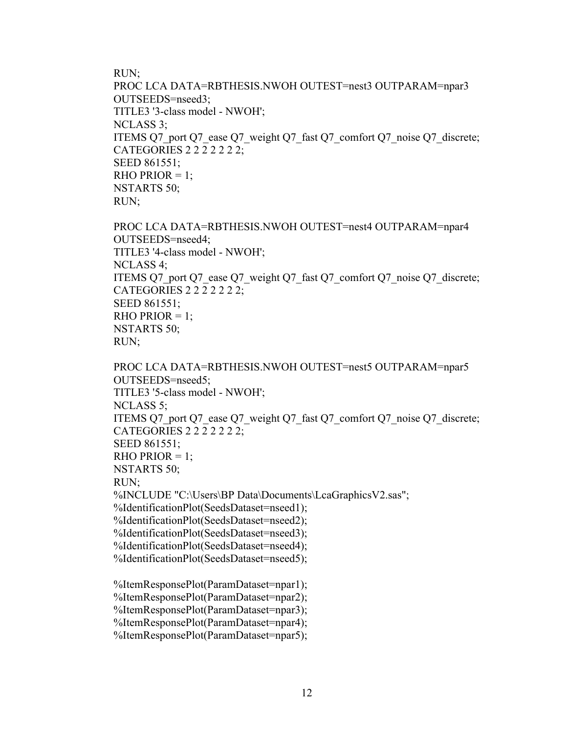```
RUN;
PROC LCA DATA=RBTHESIS.NWOH OUTEST=nest3 OUTPARAM=npar3
OUTSEEDS=nseed3;
TITLE3 '3-class model - NWOH';
NCLASS 3;
ITEMS Q7_port Q7_ease Q7_weight Q7_fast Q7_comfort Q7_noise Q7_discrete;
CATEGORIES 2 2 2 2 2 2 2;
SEED 861551;
RHO PRIOR = 1;
NSTARTS 50;
RUN;

PROC LCA DATA=RBTHESIS.NWOH OUTEST=nest4 OUTPARAM=npar4
OUTSEEDS=nseed4;
TITLE3 '4-class model - NWOH';
NCLASS 4;
ITEMS Q7_port Q7_ease Q7_weight Q7_fast Q7_comfort Q7_noise Q7_discrete;
CATEGORIES 2 2 2 2 2 2 2;
SEED 861551;
RHO PRIOR = 1;
NSTARTS 50;
RUN;

PROC LCA DATA=RBTHESIS.NWOH OUTEST=nest5 OUTPARAM=npar5
OUTSEEDS=nseed5;
TITLE3 '5-class model - NWOH';
NCLASS 5;
ITEMS Q7_port Q7_ease Q7_weight Q7_fast Q7_comfort Q7_noise Q7_discrete;
CATEGORIES 2 2 2 2 2 2 2;
SEED 861551;
RHO PRIOR = 1;
NSTARTS 50;
RUN;
%INCLUDE "C:\Users\BP Data\Documents\LcaGraphicsV2.sas";
%IdentificationPlot(SeedsDataset=nseed1);
%IdentificationPlot(SeedsDataset=nseed2);
%IdentificationPlot(SeedsDataset=nseed3);
%IdentificationPlot(SeedsDataset=nseed4);
%IdentificationPlot(SeedsDataset=nseed5);

%ItemResponsePlot(ParamDataset=npar1);
%ItemResponsePlot(ParamDataset=npar2);
%ItemResponsePlot(ParamDataset=npar3);
%ItemResponsePlot(ParamDataset=npar4);
%ItemResponsePlot(ParamDataset=npar5);
```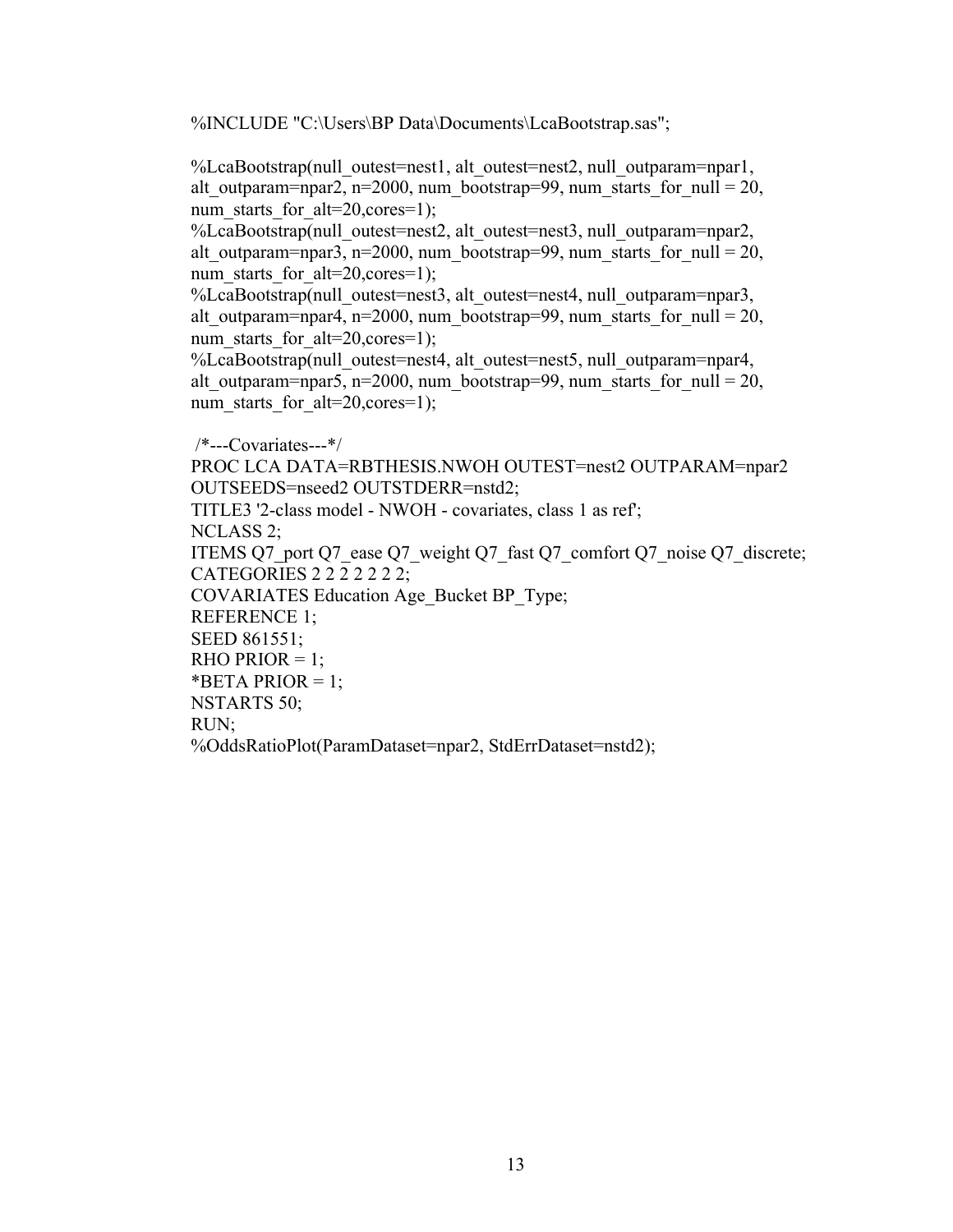```
%INCLUDE "C:\Users\BP Data\Documents\LcaBootstrap.sas";

%LcaBootstrap(null_outest=nest1, alt_outest=nest2, null_outparam=npar1,
alt_outparam=npar2, n=2000, num_bootstrap=99, num_starts_for_null = 20,
num_starts_for_alt=20,cores=1);
%LcaBootstrap(null_outest=nest2, alt_outest=nest3, null_outparam=npar2,
alt_outparam=npar3, n=2000, num_bootstrap=99, num_starts_for_null = 20,
num_starts_for_alt=20,cores=1);
%LcaBootstrap(null_outest=nest3, alt_outest=nest4, null_outparam=npar3,
alt_outparam=npar4, n=2000, num_bootstrap=99, num_starts_for_null = 20,
num_starts_for_alt=20,cores=1);
%LcaBootstrap(null_outest=nest4, alt_outest=nest5, null_outparam=npar4,
alt_outparam=npar5, n=2000, num_bootstrap=99, num_starts_for_null = 20,
num_starts_for_alt=20,cores=1);

 /*---Covariates---*/
PROC LCA DATA=RBTHESIS.NWOH OUTEST=nest2 OUTPARAM=npar2
OUTSEEDS=nseed2 OUTSTDERR=nstd2;
TITLE3 '2-class model - NWOH - covariates, class 1 as ref';
NCLASS 2;
ITEMS Q7_port Q7_ease Q7_weight Q7_fast Q7_comfort Q7_noise Q7_discrete;
CATEGORIES 2 2 2 2 2 2 2;
COVARIATES Education Age_Bucket BP_Type;
REFERENCE 1;
SEED 861551;
RHO PRIOR = 1;
*BETA PRIOR = 1;
NSTARTS 50;
RUN;
%OddsRatioPlot(ParamDataset=npar2, StdErrDataset=nstd2);
```